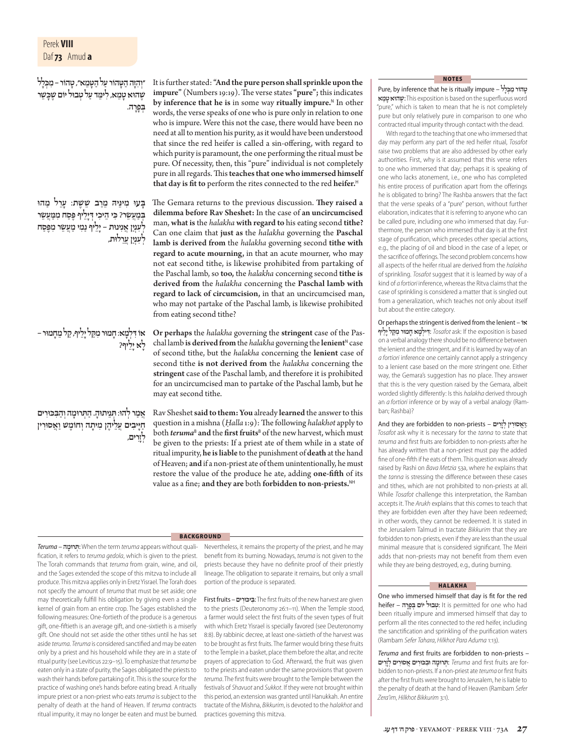"וְהִזָּה הַטָּהוֹר עַל הַטָּמֵא", טָהוֹר – מִכְּלָל שֶׁהוּא טָמֵא, לִימֵּד עַל טְבוּל יוֹם שֶׁכָּשֵׁר בְּפָרָה.

It is further stated: **"And the pure person shall sprinkle upon the impure"** (Numbers 19:19). The verse states **"pure"; this indicates by inference that he is** in some way **ritually impure.**[N] In other words, the verse speaks of one who is pure only in relation to one who is impure. Were this not the case, there would have been no need at all to mention his purity, as it would have been understood that since the red heifer is called a sin-offering, with regard to which purity is paramount, the one performing the ritual must be pure. Of necessity, then, this "pure" individual is not completely pure in all regards. This **teaches that one who immersed himself that day is fit to** perform the rites connected to the red **heifer.**[H]

בָּעוּ מִינֵּיהּ מֵרַב שֵׁשֶׁת: עָרֵל מַהוּ בְּמַעֲשֵׂר? כִּי הֵיכִי דְּיָלֵיף פֶּסַח מִמַּעֲשֵׂר לְעִנְיַן אֲנִינוּת – יָלֵיף נַמִי מַעֲשֵׂר מִפֶּסַח לְעִנְיַן עֲרֵלוּת,

The Gemara returns to the previous discussion. **They raised a dilemma before Rav Sheshet:** In the case of **an uncircumcised** man, **what is** the *halakha* **with regard to** his eating second **tithe?** Can one claim that **just as** the *halakha* governing the **Paschal lamb is derived from** the *halakha* governing second **tithe with regard to acute mourning,** in that an acute mourner, who may not eat second tithe, is likewise prohibited from partaking of the Paschal lamb, so **too,** the *halakha* concerning second **tithe is derived from** the *halakha* concerning the **Paschal lamb with regard to lack of circumcision,** in that an uncircumcised man, who may not partake of the Paschal lamb, is likewise prohibited from eating second tithe?

אוֹ דִּלְמָא: חָמוּר מִקַּל יָלֵיף, קַל מֵחָמוּר – לָא יָלֵיף?

**Or perhaps** the *halakha* governing the **stringent** case of the Paschal lamb **is derived from** the *halakha* governing the **lenient**[N] case of second tithe, but the *halakha* concerning the **lenient** case of second tithe **is not derived from** the *halakha* concerning the **stringent** case of the Paschal lamb, and therefore it is prohibited for an uncircumcised man to partake of the Paschal lamb, but he may eat second tithe.

אֲמַר לְהוּ: תְּנֵיתוּהָ. הַתְּרוּמָה וְהַבִּכּוּרִים חַיָּיבִים עֲלֵיהֶן מִיתָה וְחוֹמֶשׁ וַאֲסוּרִין לְזָרִים,

Rav Sheshet **said to them: You** already **learned** the answer to this question in a mishna (*Ḥalla* 1:9): The following *halakhot* apply to both ***teruma***[B] **and** the **first fruits**[B] of the new harvest, which must be given to the priests: If a priest ate of them while in a state of ritual impurity, **he is liable** to the punishment of **death** at the hand of Heaven; **and** if a non-priest ate of them unintentionally, he must restore the value of the produce he ate, adding **one-fifth** of its value as a fine; **and they are** both **forbidden to non-priests.**[NH]

## NOTES

**Pure, by inference that he is ritually impure – טָהוֹר מִכְּלָל שֶׁהוּא טָמֵא:** This exposition is based on the superfluous word "pure," which is taken to mean that he is not completely pure but only relatively pure in comparison to one who contracted ritual impurity through contact with the dead.

With regard to the teaching that one who immersed that day may perform any part of the red heifer ritual, *Tosafot* raise two problems that are also addressed by other early authorities. First, why is it assumed that this verse refers to one who immersed that day; perhaps it is speaking of one who lacks atonement, i.e., one who has completed his entire process of purification apart from the offerings he is obligated to bring? The Rashba answers that the fact that the verse speaks of a "pure" person, without further elaboration, indicates that it is referring to anyone who can be called pure, including one who immersed that day. Furthermore, the person who immersed that day is at the first stage of purification, which precedes other special actions, e.g., the placing of oil and blood in the case of a leper, or the sacrifice of offerings. The second problem concerns how all aspects of the heifer ritual are derived from the *halakha* of sprinkling. *Tosafot* suggest that it is learned by way of a kind of *a fortiori* inference, whereas the Ritva claims that the case of sprinkling is considered a matter that is singled out from a generalization, which teaches not only about itself but about the entire category.

**Or perhaps the stringent is derived from the lenient – אוֹ דִּילְמָא חָמוּר מִקַּל יָלֵיף:** *Tosafot* ask: If the exposition is based on a verbal analogy there should be no difference between the lenient and the stringent, and if it is learned by way of an *a fortiori* inference one certainly cannot apply a stringency to a lenient case based on the more stringent one. Either way, the Gemara's suggestion has no place. They answer that this is the very question raised by the Gemara, albeit worded slightly differently: Is this *halakha* derived through an *a fortiori* inference or by way of a verbal analogy (Ramban; Rashba)?

**And they are forbidden to non-priests – וַאֲסוּרִין לְזָרִים:** *Tosafot* ask why it is necessary for the *tanna* to state that *teruma* and first fruits are forbidden to non-priests after he has already written that a non-priest must pay the added fine of one-fifth if he eats of them. This question was already raised by Rashi on *Bava Metzia* 53a, where he explains that the *tanna* is stressing the difference between these cases and tithes, which are not prohibited to non-priests at all. While *Tosafot* challenge this interpretation, the Ramban accepts it. The *Arukh* explains that this comes to teach that they are forbidden even after they have been redeemed; in other words, they cannot be redeemed. It is stated in the Jerusalem Talmud in tractate *Bikkurim* that they are forbidden to non-priests, even if they are less than the usual minimal measure that is considered significant. The Meiri adds that non-priests may not benefit from them even while they are being destroyed, e.g., during burning.

## HALAKHA

**One who immersed himself that day is fit for the red heifer – טְבוּל יוֹם בְּפָרָה:** It is permitted for one who had been ritually impure and immersed himself that day to perform all the rites connected to the red heifer, including the sanctification and sprinkling of the purification waters (Rambam *Sefer Tahara*, *Hilkhot Para Aduma* 1:13).

***Teruma* and first fruits are forbidden to non-priests – תְּרוּמָה וּבִכּוּרִים אֲסוּרִים לְזָרִים:** *Teruma* and first fruits are forbidden to non-priests. If a non-priest ate *teruma* or first fruits after the first fruits were brought to Jerusalem, he is liable to the penalty of death at the hand of Heaven (Rambam *Sefer Zera'im*, *Hilkhot Bikkurim* 3:1).

## BACKGROUND

***Teruma* – תְּרוּמָה:** When the term *teruma* appears without qualification, it refers to *teruma gedola*, which is given to the priest. The Torah commands that *teruma* from grain, wine, and oil, and the Sages extended the scope of this mitzva to include all produce. This mitzva applies only in Eretz Yisrael. The Torah does not specify the amount of *teruma* that must be set aside; one may theoretically fulfill his obligation by giving even a single kernel of grain from an entire crop. The Sages established the following measures: One-fortieth of the produce is a generous gift, one-fiftieth is an average gift, and one-sixtieth is a miserly gift. One should not set aside the other tithes until he has set aside *teruma*. *Teruma* is considered sanctified and may be eaten only by a priest and his household while they are in a state of ritual purity (see Leviticus 22:9–15). To emphasize that *teruma* be eaten only in a state of purity, the Sages obligated the priests to wash their hands before partaking of it. This is the source for the practice of washing one's hands before eating bread. A ritually impure priest or a non-priest who eats *teruma* is subject to the penalty of death at the hand of Heaven. If *teruma* contracts ritual impurity, it may no longer be eaten and must be burned. Nevertheless, it remains the property of the priest, and he may benefit from its burning. Nowadays, *teruma* is not given to the priests because they have no definite proof of their priestly lineage. The obligation to separate it remains, but only a small portion of the produce is separated.

**First fruits – בִּכּוּרִים:** The first fruits of the new harvest are given to the priests (Deuteronomy 26:1–11). When the Temple stood, a farmer would select the first fruits of the seven types of fruit with which Eretz Yisrael is specially favored (see Deuteronomy 8:8). By rabbinic decree, at least one-sixtieth of the harvest was to be brought as first fruits. The farmer would bring these fruits to the Temple in a basket, place them before the altar, and recite prayers of appreciation to God. Afterward, the fruit was given to the priests and eaten under the same provisions that govern *teruma*. The first fruits were brought to the Temple between the festivals of *Shavuot* and *Sukkot*. If they were not brought within this period, an extension was granted until Hanukkah. An entire tractate of the Mishna, *Bikkurim*, is devoted to the *halakhot* and practices governing this mitzva.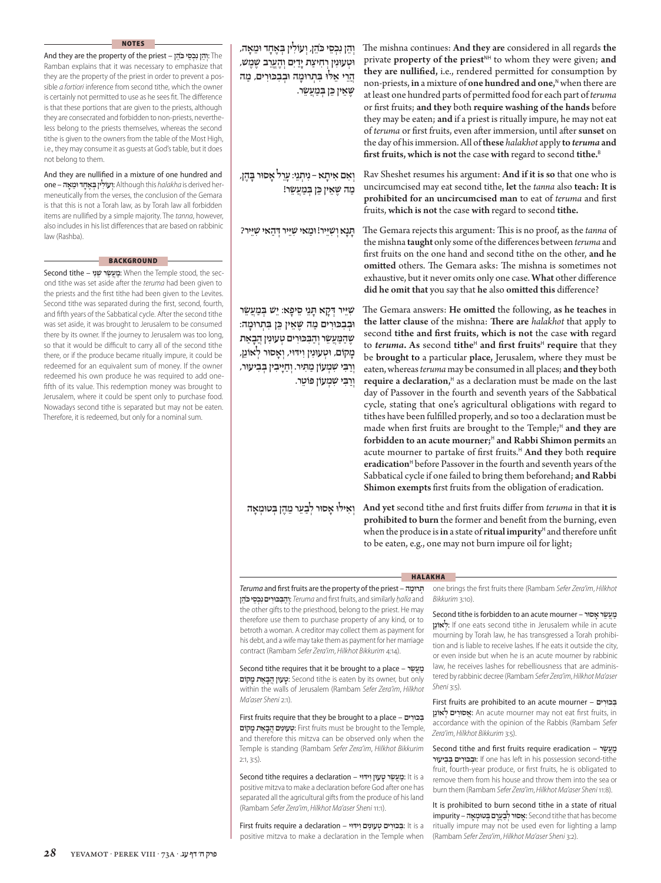## NOTES

**And they are the property of the priest – וְהֵן נִכְסֵי כֹּהֵן:** The Ramban explains that it was necessary to emphasize that they are the property of the priest in order to prevent a possible *a fortiori* inference from second tithe, which the owner is certainly not permitted to use as he sees fit. The difference is that these portions that are given to the priests, although they are consecrated and forbidden to non-priests, nevertheless belong to the priests themselves, whereas the second tithe is given to the owners from the table of the Most High, i.e., they may consume it as guests at God's table, but it does not belong to them.

**And they are nullified in a mixture of one hundred and one – וְעוֹלִין בְּאֶחָד וּמֵאָה:** Although this *halakha* is derived hermeneutically from the verses, the conclusion of the Gemara is that this is not a Torah law, as by Torah law all forbidden items are nullified by a simple majority. The *tanna*, however, also includes in his list differences that are based on rabbinic law (Rashba).

## BACKGROUND

**Second tithe – מַעֲשֵׂר שֵׁנִי:** When the Temple stood, the second tithe was set aside after the *teruma* had been given to the priests and the first tithe had been given to the Levites. Second tithe was separated during the first, second, fourth, and fifth years of the Sabbatical cycle. After the second tithe was set aside, it was brought to Jerusalem to be consumed there by its owner. If the journey to Jerusalem was too long, so that it would be difficult to carry all of the second tithe there, or if the produce became ritually impure, it could be redeemed for an equivalent sum of money. If the owner redeemed his own produce he was required to add one-fifth of its value. This redemption money was brought to Jerusalem, where it could be spent only to purchase food. Nowadays second tithe is separated but may not be eaten. Therefore, it is redeemed, but only for a nominal sum.

וְהֵן נִכְסֵי כֹּהֵן, וְעוֹלִין בְּאֶחָד וּמֵאָה, וּטְעוּנִין רְחִיצַת יָדַיִם וְהַעֲרֵב שֶׁמֶשׁ, הֲרֵי אֵלּוּ בִּתְרוּמָה וּבְבִכּוּרִים, מַה שֶּׁאֵין כֵּן בְּמַעֲשֵׂר.

The mishna continues: **And they are** considered in all regards **the** private **property of the priest**[N,H] to whom they were given; **and they are nullified,** i.e., rendered permitted for consumption by non-priests, **in** a mixture of **one hundred and one,**[N] when there are at least one hundred parts of permitted food for each part of *teruma* or first fruits; **and they** both **require washing of the hands** before they may be eaten; **and** if a priest is ritually impure, he may not eat of *teruma* or first fruits, even after immersion, until after **sunset** on the day of his immersion. All of **these** *halakhot* apply **to *teruma* and first fruits, which is not** the case **with** regard to second **tithe.**[B]

וְאִם אִיתָא – נִיתְנֵי: עָרֵל אָסוּר בָּהֶן, מַה שֶּׁאֵין כֵּן בְּמַעֲשֵׂר!

Rav Sheshet resumes his argument: **And if it is so** that one who is uncircumcised may eat second tithe, **let** the *tanna* also **teach: It is prohibited for an uncircumcised man** to eat of *teruma* and first fruits, **which is not** the case **with** regard to second **tithe.**

תָּנָא וְשַׁיֵּיר! וּמַאי שַׁיֵּיר דְּהַאי שַׁיֵּיר?

The Gemara rejects this argument: This is no proof, as the *tanna* of the mishna **taught** only some of the differences between *teruma* and first fruits on the one hand and second tithe on the other, **and he omitted** others. The Gemara asks: The mishna is sometimes not exhaustive, but it never omits only one case. **What** other difference **did he omit that** you say that **he** also **omitted this** difference?

שַׁיֵּיר דְּקָא תָּנֵי סֵיפָא: יֵשׁ בְּמַעֲשֵׂר וּבְבִכּוּרִים מַה שֶּׁאֵין כֵּן בִּתְרוּמָה: שֶׁהַמַּעֲשֵׂר וְהַבִּכּוּרִים טְעוּנִין הֲבָאַת מָקוֹם, וּטְעוּנִין וִידּוּי, וְאָסוּר לְאוֹנֵן, וְרַבִּי שִׁמְעוֹן מַתִּיר. וְחַיָּיבִין בְּבִיעוּר, וְרַבִּי שִׁמְעוֹן פּוֹטֵר.

The Gemara answers: **He omitted** the following, **as he teaches** in **the latter clause** of the mishna: **There are** *halakhot* that apply to second **tithe and first fruits, which is not** the case **with** regard to *teruma*. **As** second **tithe**[H] **and first fruits**[H] **require** that they be **brought to** a particular **place,** Jerusalem, where they must be eaten, whereas *teruma* may be consumed in all places; **and they** both **require a declaration,**[H] as a declaration must be made on the last day of Passover in the fourth and seventh years of the Sabbatical cycle, stating that one's agricultural obligations with regard to tithes have been fulfilled properly, and so too a declaration must be made when first fruits are brought to the Temple;[H] **and they are forbidden to an acute mourner;**[H] **and Rabbi Shimon permits** an acute mourner to partake of first fruits.[H] **And they** both **require eradication**[H] before Passover in the fourth and seventh years of the Sabbatical cycle if one failed to bring them beforehand; **and Rabbi Shimon exempts** first fruits from the obligation of eradication.

וְאִילּוּ אָסוּר לְבַעֵר מֵהֶן בְּטוּמְאָה

**And yet** second tithe and first fruits differ from *teruma* in that **it is prohibited to burn** the former and benefit from the burning, even when the produce is **in** a state of **ritual impurity**[H] and therefore unfit to be eaten, e.g., one may not burn impure oil for light;

## HALAKHA

***Teruma* and first fruits are the property of the priest – תְּרוּמָה וְהַבִּכּוּרִים נִכְסֵי כֹּהֵן:** *Teruma* and first fruits, and similarly *ḥalla* and the other gifts to the priesthood, belong to the priest. He may therefore use them to purchase property of any kind, or to betroth a woman. A creditor may collect them as payment for his debt, and a wife may take them as payment for her marriage contract (Rambam *Sefer Zera'im*, *Hilkhot Bikkurim* 4:14).

**Second tithe requires that it be brought to a place – מַעֲשֵׂר טָעוּן הֲבָאַת מָקוֹם:** Second tithe is eaten by its owner, but only within the walls of Jerusalem (Rambam *Sefer Zera'im*, *Hilkhot Ma'aser Sheni* 2:1).

**First fruits require that they be brought to a place – בִּכּוּרִים טְעוּנִים הֲבָאַת מָקוֹם:** First fruits must be brought to the Temple, and therefore this mitzva can be observed only when the Temple is standing (Rambam *Sefer Zera'im*, *Hilkhot Bikkurim* 2:1, 3:5).

**Second tithe requires a declaration – מַעֲשֵׂר טָעוּן וִידּוּי:** It is a positive mitzva to make a declaration before God after one has separated all the agricultural gifts from the produce of his land (Rambam *Sefer Zera'im*, *Hilkhot Ma'aser Sheni* 11:1).

**First fruits require a declaration – בִּכּוּרִים טְעוּנִים וִידּוּי:** It is a positive mitzva to make a declaration in the Temple when one brings the first fruits there (Rambam *Sefer Zera'im*, *Hilkhot Bikkurim* 3:10).

**Second tithe is forbidden to an acute mourner – מַעֲשֵׂר אָסוּר לְאוֹנֵן:** If one eats second tithe in Jerusalem while in acute mourning by Torah law, he has transgressed a Torah prohibition and is liable to receive lashes. If he eats it outside the city, or even inside but when he is an acute mourner by rabbinic law, he receives lashes for rebelliousness that are administered by rabbinic decree (Rambam *Sefer Zera'im*, *Hilkhot Ma'aser Sheni* 3:5).

**First fruits are prohibited to an acute mourner – בִּכּוּרִים אֲסוּרִים לְאוֹנֵן:** An acute mourner may not eat first fruits, in accordance with the opinion of the Rabbis (Rambam *Sefer Zera'im*, *Hilkhot Bikkurim* 3:5).

**Second tithe and first fruits require eradication – מַעֲשֵׂר וּבִכּוּרִים בְּבִיעוּר:** If one has left in his possession second-tithe fruit, fourth-year produce, or first fruits, he is obligated to remove them from his house and throw them into the sea or burn them (Rambam *Sefer Zera'im*, *Hilkhot Ma'aser Sheni* 11:8).

**It is prohibited to burn second tithe in a state of ritual impurity – אָסוּר לְבַעֲרָם בְּטוּמְאָה:** Second tithe that has become ritually impure may not be used even for lighting a lamp (Rambam *Sefer Zera'im*, *Hilkhot Ma'aser Sheni* 3:2).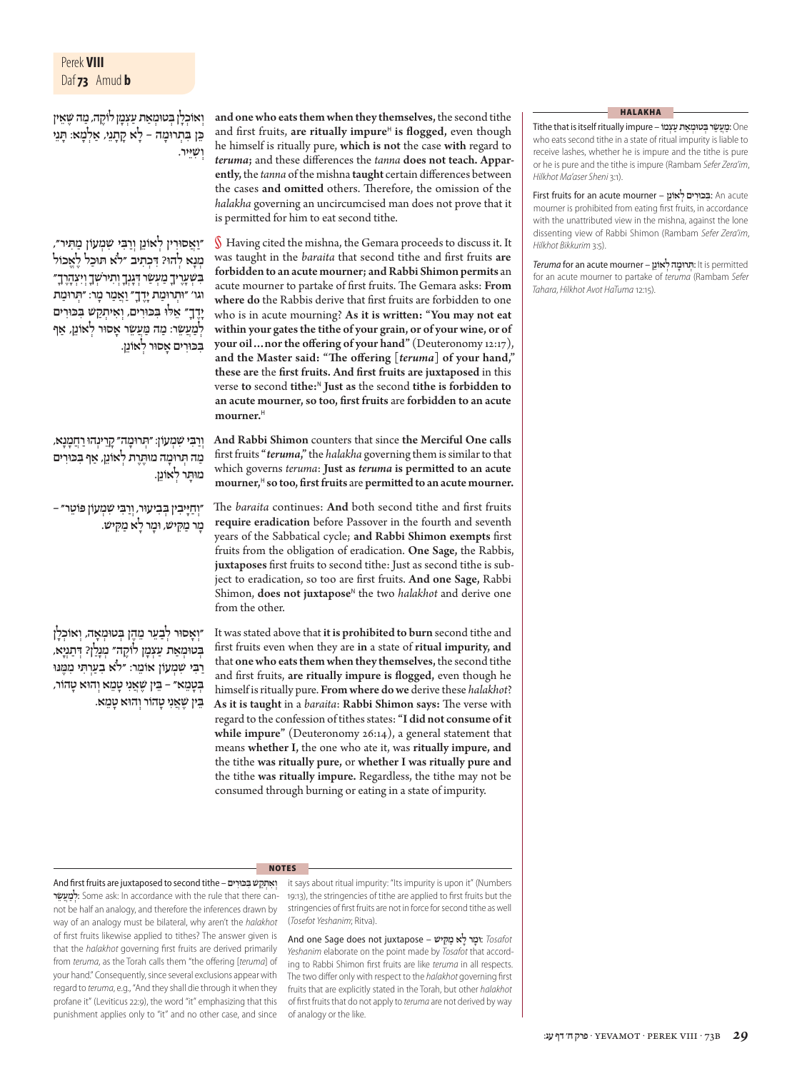וְאוֹכְלָן בְּטוּמְאַת עַצְמָן לוֹקֶה, מָה שֶׁאֵין כֵּן בִּתְרוּמָה – לָא קָתָנֵי, אַלְמָא: תָּנֵי וְשַׁיֵּיר.

and one who eats them when they themselves, the second tithe and first fruits, **are ritually impure**[H] **is flogged,** even though he himself is ritually pure, **which is not** the case **with** regard to *teruma*; and these differences the *tanna* **does not teach. Apparently,** the *tanna* of the mishna **taught** certain differences between the cases **and omitted** others. Therefore, the omission of the *halakha* governing an uncircumcised man does not prove that it is permitted for him to eat second tithe.

"וַאֲסוּרִין לְאוֹנֵן וְרַבִּי שִׁמְעוֹן מַתִּיר", מְנָא לְהוּ? דִּכְתִיב "לֹא תוּכַל לֶאֱכוֹל בִּשְׁעָרֶיךָ מַעְשַׂר דְּגָנְךָ וְתִירֹשְׁךָ וְיִצְהָרֶךָ" וגו' "וּתְרוּמַת יָדֶךָ" וַאֲמַר מָר: "תְּרוּמַת יָדֶךָ" אֵלּוּ בִּכּוּרִים, וְאִיתְקַשׁ בִּכּוּרִים לְמַעֲשֵׂר: מָה מַעֲשֵׂר אָסוּר לְאוֹנֵן, אַף בִּכּוּרִים אָסוּר לְאוֹנֵן.

§ Having cited the mishna, the Gemara proceeds to discuss it. It was taught in the *baraita* that second tithe and first fruits **are forbidden to an acute mourner; and Rabbi Shimon permits** an acute mourner to partake of first fruits. The Gemara asks: **From where do** the Rabbis derive that first fruits are forbidden to one who is in acute mourning? **As it is written: "You may not eat within your gates the tithe of your grain, or of your wine, or of your oil…nor the offering of your hand"** (Deuteronomy 12:17), **and the Master said: "The offering [*teruma*] of your hand," these are** the **first fruits. And first fruits are juxtaposed** in this verse **to** second **tithe:**[N] **Just as** the second **tithe is forbidden to an acute mourner, so too, first fruits** are **forbidden to an acute mourner.**[H]

וְרַבִּי שִׁמְעוֹן: "תְּרוּמָה" קָרֵינְהוּ רַחֲמָנָא, מָה תְּרוּמָה מוּתֶּרֶת לְאוֹנֵן, אַף בִּכּוּרִים מוּתָּר לְאוֹנֵן.

**And Rabbi Shimon** counters that since **the Merciful One calls** first fruits "*teruma*," the *halakha* governing them is similar to that which governs *teruma*: **Just as *teruma* is permitted to an acute mourner,**[H] **so too, first fruits** are **permitted to an acute mourner.**

"וְחַיָּיבִין בְּבִיעוּר, וְרַבִּי שִׁמְעוֹן פּוֹטֵר" – מָר מַקִּישׁ, וּמָר לָא מַקִּישׁ.

The *baraita* continues: **And** both second tithe and first fruits **require eradication** before Passover in the fourth and seventh years of the Sabbatical cycle; **and Rabbi Shimon exempts** first fruits from the obligation of eradication. **One Sage,** the Rabbis, **juxtaposes** first fruits to second tithe: Just as second tithe is subject to eradication, so too are first fruits. **And one Sage,** Rabbi Shimon, **does not juxtapose**[N] the two *halakhot* and derive one from the other.

"וְאָסוּר לְבַעֵר מֵהֶן בְּטוּמְאָה, וְאוֹכְלָן בְּטוּמְאַת עַצְמָן לוֹקֶה" מְנָלַן? דְּתַנְיָא, רַבִּי שִׁמְעוֹן אוֹמֵר: "לֹא בִעַרְתִּי מִמֶּנּוּ בְּטָמֵא" – בֵּין שֶׁאֲנִי טָמֵא וְהוּא טָהוֹר, בֵּין שֶׁאֲנִי טָהוֹר וְהוּא טָמֵא.

It was stated above that **it is prohibited to burn** second tithe and first fruits even when they are **in** a state of **ritual impurity, and** that **one who eats them when they themselves,** the second tithe and first fruits, **are ritually impure is flogged,** even though he himself is ritually pure. **From where do we** derive these *halakhot*? **As it is taught** in a *baraita*: **Rabbi Shimon says:** The verse with regard to the confession of tithes states: **"I did not consume of it while impure"** (Deuteronomy 26:14), a general statement that means **whether I,** the one who ate it, was **ritually impure, and** the tithe **was ritually pure,** or **whether I was ritually pure and** the tithe **was ritually impure.** Regardless, the tithe may not be consumed through burning or eating in a state of impurity.

## HALAKHA

**Tithe that is itself ritually impure – מַעֲשֵׂר בְּטוּמְאַת עַצְמוֹ:** One who eats second tithe in a state of ritual impurity is liable to receive lashes, whether he is impure and the tithe is pure or he is pure and the tithe is impure (Rambam *Sefer Zera'im, Hilkhot Ma'aser Sheni* 3:1).

**First fruits for an acute mourner – בִּכּוּרִים לְאוֹנֵן:** An acute mourner is prohibited from eating first fruits, in accordance with the unattributed view in the mishna, against the lone dissenting view of Rabbi Shimon (Rambam *Sefer Zera'im, Hilkhot Bikkurim* 3:5).

***Teruma* for an acute mourner – תְּרוּמָה לְאוֹנֵן:** It is permitted for an acute mourner to partake of *teruma* (Rambam *Sefer Tahara, Hilkhot Avot HaTuma* 12:15).

## NOTES

**And first fruits are juxtaposed to second tithe – וְאִתְקַשׁ בִּכּוּרִים לְמַעֲשֵׂר:** Some ask: In accordance with the rule that there cannot be half an analogy, and therefore the inferences drawn by way of an analogy must be bilateral, why aren't the *halakhot* of first fruits likewise applied to tithes? The answer given is that the *halakhot* governing first fruits are derived primarily from *teruma*, as the Torah calls them "the offering [*teruma*] of your hand." Consequently, since several exclusions appear with regard to *teruma*, e.g., "And they shall die through it when they profane it" (Leviticus 22:9), the word "it" emphasizing that this punishment applies only to "it" and no other case, and since it says about ritual impurity: "Its impurity is upon it" (Numbers 19:13), the stringencies of tithe are applied to first fruits but the stringencies of first fruits are not in force for second tithe as well (*Tosefot Yeshanim*; Ritva).

**And one Sage does not juxtapose – וּמָר לָא מַקִּישׁ:** *Tosafot Yeshanim* elaborate on the point made by *Tosafot* that according to Rabbi Shimon first fruits are like *teruma* in all respects. The two differ only with respect to the *halakhot* governing first fruits that are explicitly stated in the Torah, but other *halakhot* of first fruits that do not apply to *teruma* are not derived by way of analogy or the like.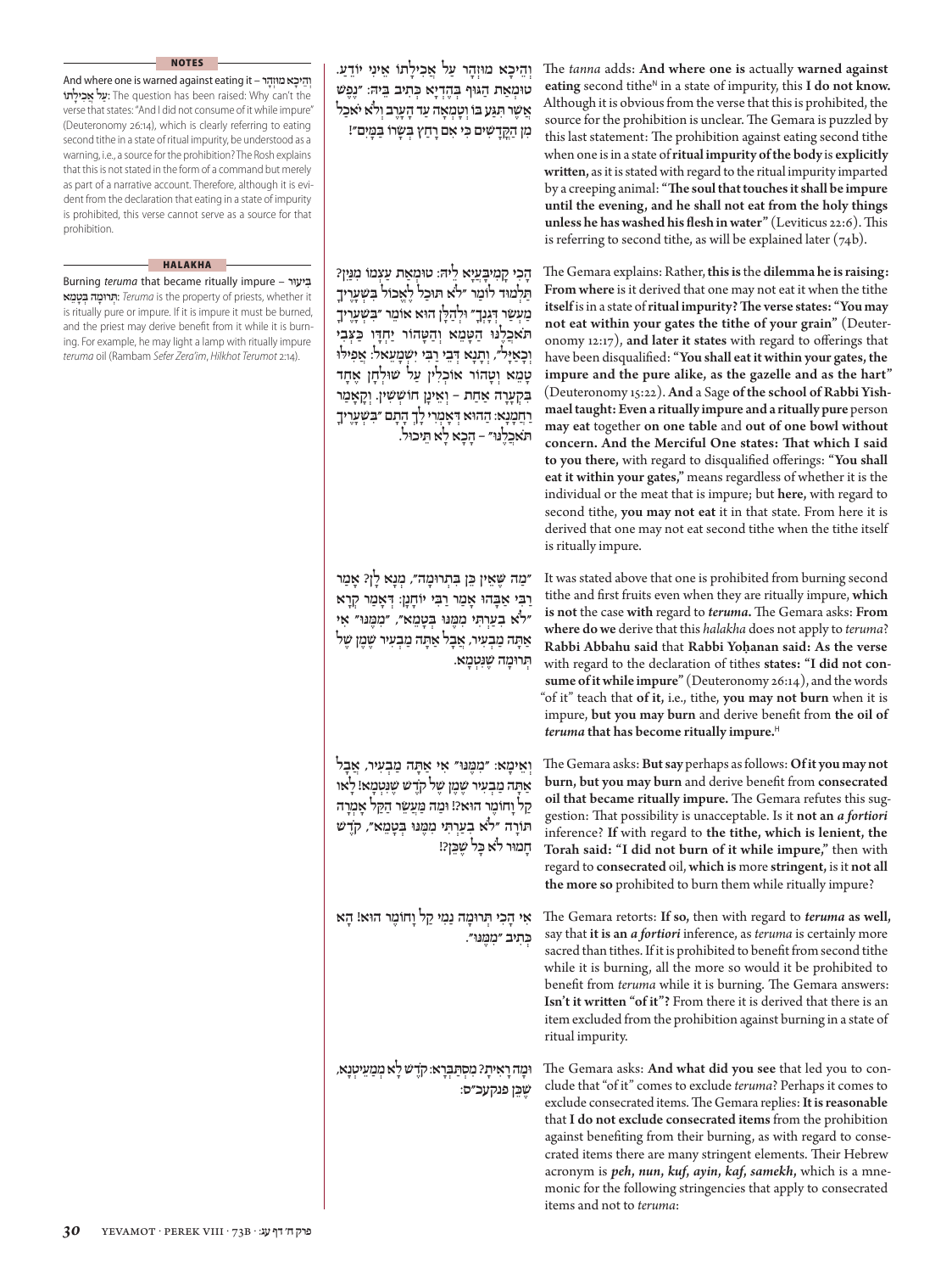## NOTES

**And where one is warned against eating it – וְהֵיכָא מוּזְהָר עַל אֲכִילָתוֹ**: The question has been raised: Why can't the verse that states: "And I did not consume of it while impure" (Deuteronomy 26:14), which is clearly referring to eating second tithe in a state of ritual impurity, be understood as a warning, i.e., a source for the prohibition? The Rosh explains that this is not stated in the form of a command but merely as part of a narrative account. Therefore, although it is evident from the declaration that eating in a state of impurity is prohibited, this verse cannot serve as a source for that prohibition.

## HALAKHA

**Burning *teruma* that became ritually impure – בִּיעוּר תְּרוּמָה בְּטׇמְאָה**: *Teruma* is the property of priests, whether it is ritually pure or impure. If it is impure it must be burned, and the priest may derive benefit from it while it is burning. For example, he may light a lamp with ritually impure *teruma* oil (Rambam *Sefer Zera'im*, *Hilkhot Terumot* 2:14).

---

**וְהֵיכָא מוּזְהָר עַל אֲכִילָתוֹ אֵינִי יוֹדֵעַ. טוּמְאַת הַגּוּף בְּהֶדְיָא כְּתִיב בֵּיהּ: ״נֶפֶשׁ אֲשֶׁר תִּגַּע בּוֹ וְטָמְאָה עַד הָעָרֶב וְלֹא יֹאכַל מִן הַקֳּדָשִׁים כִּי אִם רָחַץ בְּשָׂרוֹ בַּמָּיִם״!**

The *tanna* adds: **And where one is** actually **warned against eating** second tithe[N] in a state of impurity, this **I do not know.** Although it is obvious from the verse that this is prohibited, the source for the prohibition is unclear. The Gemara is puzzled by this last statement: The prohibition against eating second tithe when one is in a state of **ritual impurity of the body** is **explicitly written,** as it is stated with regard to the ritual impurity imparted by a creeping animal: **"The soul that touches it shall be impure until the evening, and he shall not eat from the holy things unless he has washed his flesh in water"** (Leviticus 22:6). This is referring to second tithe, as will be explained later (74b).

**הָכִי קָמִיבַּעְיָא לֵיהּ: טוּמְאַת עַצְמוֹ מִנַּיִן? תַּלְמוּד לוֹמַר ״לֹא תוּכַל לֶאֱכוֹל בִּשְׁעָרֶיךָ מַעְשַׂר דְּגָנְךָ״ וּלְהַלָּן הוּא אוֹמֵר ״בִּשְׁעָרֶיךָ תֹּאכְלֶנּוּ הַטָּמֵא וְהַטָּהוֹר יַחְדָּו כַּצְּבִי וְכָאַיָּל״, וְתָנָא דְּבֵי רַבִּי יִשְׁמָעֵאל: אֲפִילּוּ טָמֵא וְטָהוֹר אוֹכְלִין עַל שׁוּלְחָן אֶחָד בִּקְעָרָה אַחַת – וְאֵינָן חוֹשְׁשִׁין. וְקָאָמַר רַחֲמָנָא: הַהוּא דְּאָמְרִי לָךְ הָתָם ״בִּשְׁעָרֶיךָ תֹּאכְלֶנּוּ״ – הָכָא לָא תֵּיכוּל.**

The Gemara explains: Rather, **this is** the **dilemma he is raising: From where** is it derived that one may not eat it when the tithe **itself** is in a state of **ritual impurity? The verse states: "You may not eat within your gates the tithe of your grain"** (Deuteronomy 12:17), **and later it states** with regard to offerings that have been disqualified: **"You shall eat it within your gates, the impure and the pure alike, as the gazelle and as the hart"** (Deuteronomy 15:22). **And** a Sage **of the school of Rabbi Yishmael taught: Even a ritually impure and a ritually pure** person **may eat** together **on one table** and **out of one bowl without concern. And the Merciful One states: That which I said to you there,** with regard to disqualified offerings: **"You shall eat it within your gates,"** means regardless of whether it is the individual or the meat that is impure; but **here,** with regard to second tithe, **you may not eat** it in that state. From here it is derived that one may not eat second tithe when the tithe itself is ritually impure.

**״מַה שֶּׁאֵין כֵּן בִּתְרוּמָה״, מְנָא לַן? אָמַר רַבִּי אַבָּהוּ אָמַר רַבִּי יוֹחָנָן: דְּאָמַר קְרָא ״לֹא בִעַרְתִּי מִמֶּנּוּ בְּטָמֵא״, ״מִמֶּנּוּ״ אִי אַתָּה מַבְעִיר, אֲבָל אַתָּה מַבְעִיר שֶׁמֶן שֶׁל תְּרוּמָה שֶׁנִּטְמָאָה.**

It was stated above that one is prohibited from burning second tithe and first fruits even when they are ritually impure, **which is not** the case **with** regard to ***teruma*.** The Gemara asks: **From where do we** derive that this *halakha* does not apply to *teruma*? **Rabbi Abbahu said** that **Rabbi Yoḥanan said: As the verse** with regard to the declaration of tithes **states: "I did not consume of it while impure"** (Deuteronomy 26:14), and the words "of it" teach that **of it,** i.e., tithe, **you may not burn** when it is impure, **but you may burn** and derive benefit from **the oil of *teruma* that has become ritually impure.**[H]

**וְאֵימָא: ״מִמֶּנּוּ״ אִי אַתָּה מַבְעִיר, אֲבָל אַתָּה מַבְעִיר שֶׁמֶן שֶׁל קֹדֶשׁ שֶׁנִּטְמָא! לָאו קַל וָחוֹמֶר הוּא?! וּמָה מַעֲשֵׂר הַקַּל אָמְרָה תּוֹרָה ״לֹא בִעַרְתִּי מִמֶּנּוּ בְּטָמֵא״, קֹדֶשׁ חָמוּר לֹא כׇּל שֶׁכֵּן?!**

The Gemara asks: **But say** perhaps as follows: **Of it you may not burn, but you may burn** and derive benefit from **consecrated oil that became ritually impure.** The Gemara refutes this suggestion: That possibility is unacceptable. Is it **not an *a fortiori*** inference? **If** with regard to **the tithe, which is lenient, the Torah said: "I did not burn of it while impure,"** then with regard to **consecrated** oil, **which is** more **stringent,** is it **not all the more so** prohibited to burn them while ritually impure?

**אִי הָכִי תְּרוּמָה נָמֵי קַל וָחוֹמֶר הוּא! הָא כְּתִיב ״מִמֶּנּוּ״.**

The Gemara retorts: **If so,** then with regard to ***teruma* as well,** say that **it is an *a fortiori* inference,** as *teruma* is certainly more sacred than tithes. If it is prohibited to benefit from second tithe while it is burning, all the more so would it be prohibited to benefit from *teruma* while it is burning. The Gemara answers: **Isn't it written "of it"?** From there it is derived that there is an item excluded from the prohibition against burning in a state of ritual impurity.

**וּמָה רָאִיתָ? מִסְתַּבְּרָא: קֹדֶשׁ לָא מְמַעֵיטְנָא, שֶׁכֵּן פנקעב״ס:**

The Gemara asks: **And what did you see** that led you to conclude that "of it" comes to exclude *teruma*? Perhaps it comes to exclude consecrated items. The Gemara replies: **It is reasonable** that **I do not exclude consecrated items** from the prohibition against benefiting from their burning, as with regard to consecrated items there are many stringent elements. Their Hebrew acronym is ***peh, nun, kuf, ayin, kaf, samekh*,** which is a mnemonic for the following stringencies that apply to consecrated items and not to *teruma*: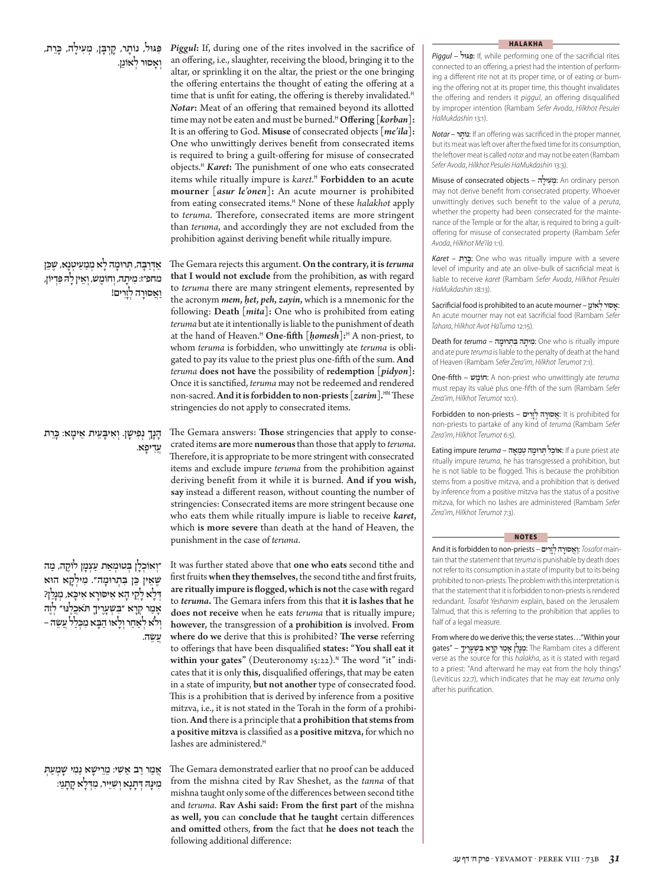פִּגּוּל, נוֹתָר, קׇרְבָּן, מְעִילָה, כָּרֵת, וְאָסוּר לְאוֹנֵן.

*Piggul*: If, during one of the rites involved in the sacrifice of an offering, i.e., slaughter, receiving the blood, bringing it to the altar, or sprinkling it on the altar, the priest or the one bringing the offering entertains the thought of eating the offering at a time that is unfit for eating, the offering is thereby invalidated.[H] *Notar*: Meat of an offering that remained beyond its allotted time may not be eaten and must be burned.[H] **Offering** [*korban*]: It is an offering to God. **Misuse** of consecrated objects [*me'ila*]: One who unwittingly derives benefit from consecrated items is required to bring a guilt-offering for misuse of consecrated objects.[H] *Karet*: The punishment of one who eats consecrated items while ritually impure is *karet*.[H] **Forbidden to an acute mourner** [*asur le'onen*]: An acute mourner is prohibited from eating consecrated items.[H] None of these *halakhot* apply to *teruma*. Therefore, consecrated items are more stringent than *teruma*, and accordingly they are not excluded from the prohibition against deriving benefit while ritually impure.

אַדְּרַבָּה, תְּרוּמָה לָא מְמַעֵיטְנָא, שֶׁכֵּן מחפ״ז: מִיתָה, וְחוֹמֶשׁ, וְאֵין לָהּ פִּדְיוֹן, וַאֲסוּרָה לְזָרִים!

The Gemara rejects this argument. **On the contrary, it is *teruma* that I would not exclude** from the prohibition, **as** with regard to *teruma* there are many stringent elements, represented by the acronym *mem, ḥet, peh, zayin*, which is a mnemonic for the following: **Death** [*mita*]: One who is prohibited from eating *teruma* but ate it intentionally is liable to the punishment of death at the hand of Heaven.[H] **One-fifth** [*ḥomesh*]:[H] A non-priest, to whom *teruma* is forbidden, who unwittingly ate *teruma* is obligated to pay its value to the priest plus one-fifth of the sum. **And** *teruma* **does not have** the possibility of **redemption** [*pidyon*]: Once it is sanctified, *teruma* may not be redeemed and rendered non-sacred. **And it is forbidden to non-priests** [*zarim*].[HN] These stringencies do not apply to consecrated items.

הָנָךְ נְפִישָׁן. וְאִיבָּעֵית אֵימָא: כָּרֵת עֲדִיפָא.

The Gemara answers: **Those** stringencies that apply to consecrated items **are** more **numerous** than those that apply to *teruma*. Therefore, it is appropriate to be more stringent with consecrated items and exclude impure *teruma* from the prohibition against deriving benefit from it while it is burned. **And if you wish, say** instead a different reason, without counting the number of stringencies: Consecrated items are more stringent because one who eats them while ritually impure is liable to receive *karet*, which **is more severe** than death at the hand of Heaven, the punishment in the case of *teruma*.

"וְאוֹכְלָן בְּטוּמְאַת עַצְמָן לוֹקֶה, מַה שֶּׁאֵין כֵּן בִּתְרוּמָה". מִילְקָא הוּא דְּלָא לָקֵי הָא אִיסּוּרָא אִיכָּא. מְנָלַן? אָמַר קְרָא "בִּשְׁעָרֶיךָ תֹּאכְלֶנּוּ" לְזֶה וְלֹא לְאַחֵר וְלָאו הַבָּא מִכְּלַל עֲשֵׂה – עֲשֵׂה.

It was further stated above that **one who eats** second tithe and first fruits **when they themselves,** the second tithe and first fruits, **are ritually impure is flogged, which is not** the case **with** regard to *teruma*. The Gemara infers from this that **it is lashes that he does not receive** when he eats *teruma* that is ritually impure; **however,** the transgression of **a prohibition is** involved. **From where do we** derive that this is prohibited? **The verse** referring to offerings that have been disqualified **states: "You shall eat it within your gates"** (Deuteronomy 15:22).[N] The word "it" indicates that it is only **this,** disqualified offerings, that may be eaten in a state of impurity, **but not another** type of consecrated food. This is a prohibition that is derived by inference from a positive mitzva, i.e., it is not stated in the Torah in the form of a prohibition. **And** there is a principle that **a prohibition that stems from a positive mitzva** is classified as **a positive mitzva,** for which no lashes are administered.[H]

אָמַר רַב אַשִׁי: מֵרֵישָׁא נַמִי שָׁמְעַתְּ מִינָּהּ דְּתָנָא וְשַׁיֵּיר, מִדְּלָא קָתָנֵי:

The Gemara demonstrated earlier that no proof can be adduced from the mishna cited by Rav Sheshet, as the *tanna* of that mishna taught only some of the differences between second tithe and *teruma*. **Rav Ashi said: From the first part** of the mishna **as well, you** can **conclude that he taught** certain differences **and omitted** others, **from** the fact that **he does not teach** the following additional difference:

## HALAKHA

*Piggul* – פִּגּוּל: If, while performing one of the sacrificial rites connected to an offering, a priest had the intention of performing a different rite not at its proper time, or of eating or burning the offering not at its proper time, this thought invalidates the offering and renders it *piggul*, an offering disqualified by improper intention (Rambam *Sefer Avoda*, *Hilkhot Pesulei HaMukdashin* 13:1).

*Notar* – נוֹתָר: If an offering was sacrificed in the proper manner, but its meat was left over after the fixed time for its consumption, the leftover meat is called *notar* and may not be eaten (Rambam *Sefer Avoda*, *Hilkhot Pesulei HaMukdashin* 13:3).

Misuse of consecrated objects – מְעִילָה: An ordinary person may not derive benefit from consecrated property. Whoever unwittingly derives such benefit to the value of a *peruta*, whether the property had been consecrated for the maintenance of the Temple or for the altar, is required to bring a guilt-offering for misuse of consecrated property (Rambam *Sefer Avoda*, *Hilkhot Me'ila* 1:1).

*Karet* – כָּרֵת: One who was ritually impure with a severe level of impurity and ate an olive-bulk of sacrificial meat is liable to receive *karet* (Rambam *Sefer Avoda*, *Hilkhot Pesulei HaMukdashin* 18:13).

Sacrificial food is prohibited to an acute mourner – אָסוּר לְאוֹנֵן: An acute mourner may not eat sacrificial food (Rambam *Sefer Tahara*, *Hilkhot Avot HaTuma* 12:15).

Death for *teruma* – מִיתָה בִּתְרוּמָה: One who is ritually impure and ate pure *teruma* is liable to the penalty of death at the hand of Heaven (Rambam *Sefer Zera'im*, *Hilkhot Terumot* 7:1).

One-fifth – חוֹמֶשׁ: A non-priest who unwittingly ate *teruma* must repay its value plus one-fifth of the sum (Rambam *Sefer Zera'im*, *Hilkhot Terumot* 10:1).

Forbidden to non-priests – אֲסוּרָה לְזָרִים: It is prohibited for non-priests to partake of any kind of *teruma* (Rambam *Sefer Zera'im*, *Hilkhot Terumot* 6:5).

Eating impure *teruma* – אוֹכֵל תְּרוּמָה טְמֵאָה: If a pure priest ate ritually impure *teruma*, he has transgressed a prohibition, but he is not liable to be flogged. This is because the prohibition stems from a positive mitzva, and a prohibition that is derived by inference from a positive mitzva has the status of a positive mitzva, for which no lashes are administered (Rambam *Sefer Zera'im*, *Hilkhot Terumot* 7:3).

## NOTES

And it is forbidden to non-priests – וַאֲסוּרָה לְזָרִים: *Tosafot* maintain that the statement that *teruma* is punishable by death does not refer to its consumption in a state of impurity but to its being prohibited to non-priests. The problem with this interpretation is that the statement that it is forbidden to non-priests is rendered redundant. *Tosafot Yeshanim* explain, based on the Jerusalem Talmud, that this is referring to the prohibition that applies to half of a legal measure.

From where do we derive this; the verse states…"Within your gates" – מְנָלַן אָמַר קְרָא בִּשְׁעָרֶיךָ: The Rambam cites a different verse as the source for this *halakha*, as it is stated with regard to a priest: "And afterward he may eat from the holy things" (Leviticus 22:7), which indicates that he may eat *teruma* only after his purification.